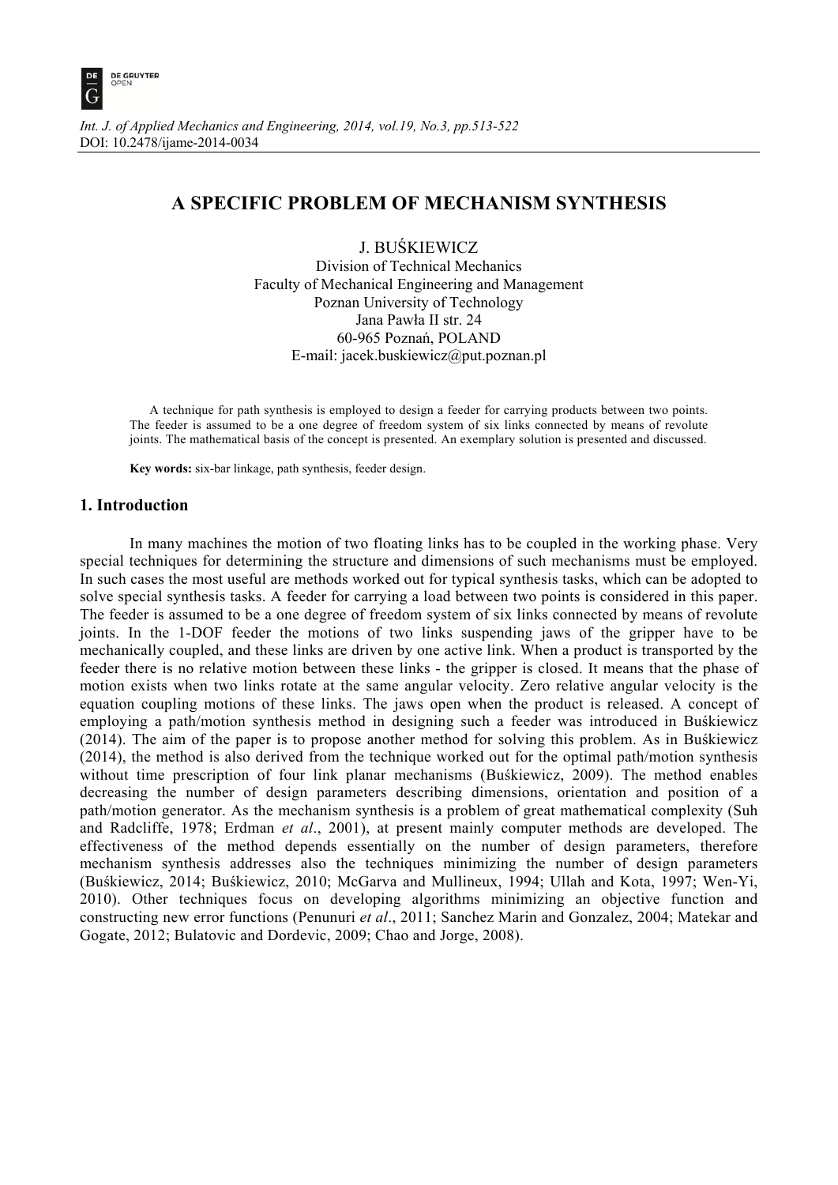*Int. J. of Applied Mechanics and Engineering, 2014, vol.19, No.3, pp.513-522*
DOI: 10.2478/ijame-2014-0034

# A SPECIFIC PROBLEM OF MECHANISM SYNTHESIS

J. BUŚKIEWICZ
Division of Technical Mechanics
Faculty of Mechanical Engineering and Management
Poznan University of Technology
Jana Pawła II str. 24
60-965 Poznań, POLAND
E-mail: jacek.buskiewicz@put.poznan.pl

A technique for path synthesis is employed to design a feeder for carrying products between two points. The feeder is assumed to be a one degree of freedom system of six links connected by means of revolute joints. The mathematical basis of the concept is presented. An exemplary solution is presented and discussed.

**Key words:** six-bar linkage, path synthesis, feeder design.

## 1. Introduction

In many machines the motion of two floating links has to be coupled in the working phase. Very special techniques for determining the structure and dimensions of such mechanisms must be employed. In such cases the most useful are methods worked out for typical synthesis tasks, which can be adopted to solve special synthesis tasks. A feeder for carrying a load between two points is considered in this paper. The feeder is assumed to be a one degree of freedom system of six links connected by means of revolute joints. In the 1-DOF feeder the motions of two links suspending jaws of the gripper have to be mechanically coupled, and these links are driven by one active link. When a product is transported by the feeder there is no relative motion between these links - the gripper is closed. It means that the phase of motion exists when two links rotate at the same angular velocity. Zero relative angular velocity is the equation coupling motions of these links. The jaws open when the product is released. A concept of employing a path/motion synthesis method in designing such a feeder was introduced in Buśkiewicz (2014). The aim of the paper is to propose another method for solving this problem. As in Buśkiewicz (2014), the method is also derived from the technique worked out for the optimal path/motion synthesis without time prescription of four link planar mechanisms (Buśkiewicz, 2009). The method enables decreasing the number of design parameters describing dimensions, orientation and position of a path/motion generator. As the mechanism synthesis is a problem of great mathematical complexity (Suh and Radcliffe, 1978; Erdman *et al*., 2001), at present mainly computer methods are developed. The effectiveness of the method depends essentially on the number of design parameters, therefore mechanism synthesis addresses also the techniques minimizing the number of design parameters (Buśkiewicz, 2014; Buśkiewicz, 2010; McGarva and Mullineux, 1994; Ullah and Kota, 1997; Wen-Yi, 2010). Other techniques focus on developing algorithms minimizing an objective function and constructing new error functions (Penunuri *et al*., 2011; Sanchez Marin and Gonzalez, 2004; Matekar and Gogate, 2012; Bulatovic and Dordevic, 2009; Chao and Jorge, 2008).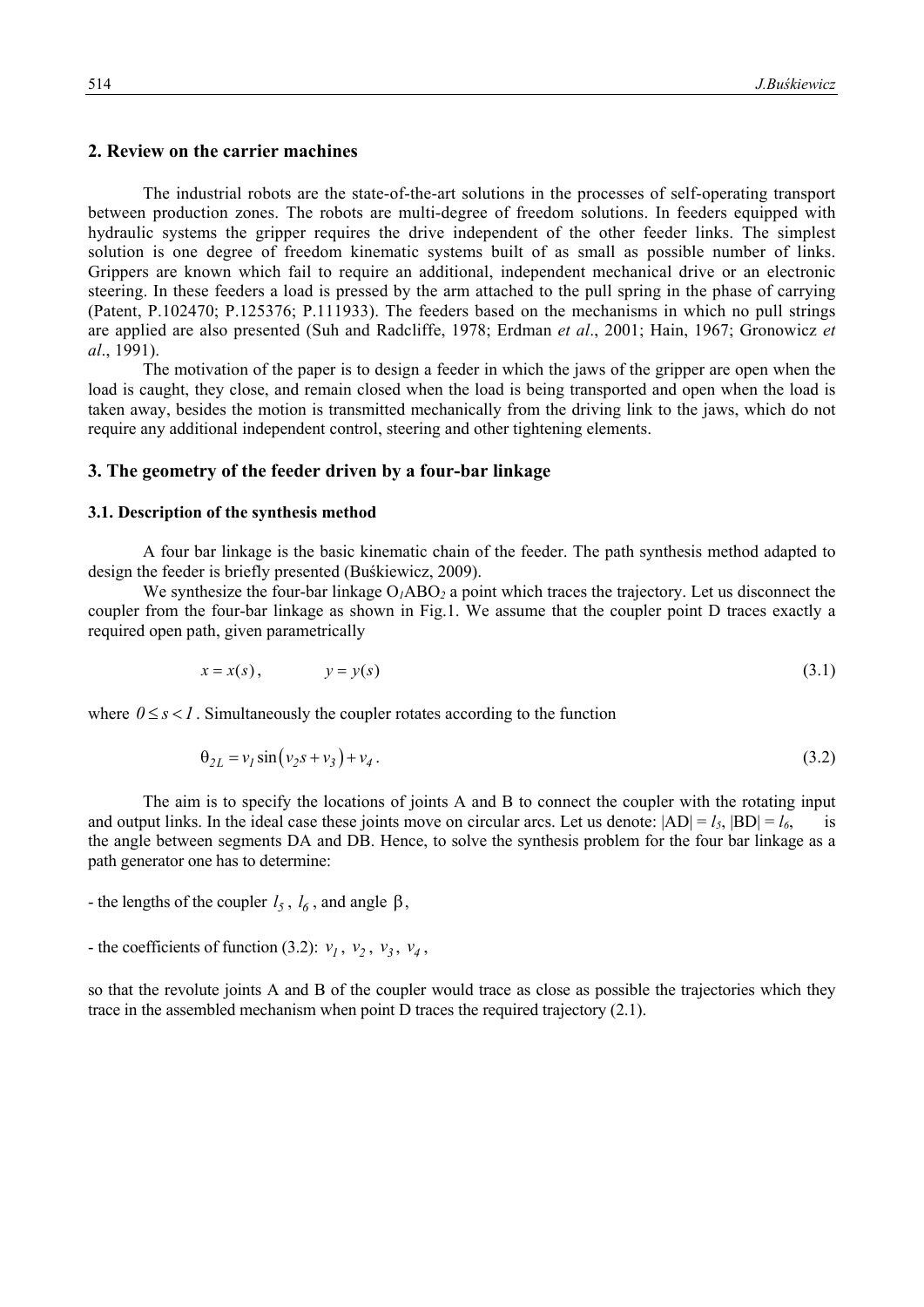## 2. Review on the carrier machines

The industrial robots are the state-of-the-art solutions in the processes of self-operating transport between production zones. The robots are multi-degree of freedom solutions. In feeders equipped with hydraulic systems the gripper requires the drive independent of the other feeder links. The simplest solution is one degree of freedom kinematic systems built of as small as possible number of links. Grippers are known which fail to require an additional, independent mechanical drive or an electronic steering. In these feeders a load is pressed by the arm attached to the pull spring in the phase of carrying (Patent, P.102470; P.125376; P.111933). The feeders based on the mechanisms in which no pull strings are applied are also presented (Suh and Radcliffe, 1978; Erdman *et al*., 2001; Hain, 1967; Gronowicz *et al*., 1991).

The motivation of the paper is to design a feeder in which the jaws of the gripper are open when the load is caught, they close, and remain closed when the load is being transported and open when the load is taken away, besides the motion is transmitted mechanically from the driving link to the jaws, which do not require any additional independent control, steering and other tightening elements.

## 3. The geometry of the feeder driven by a four-bar linkage

### 3.1. Description of the synthesis method

A four bar linkage is the basic kinematic chain of the feeder. The path synthesis method adapted to design the feeder is briefly presented (Buśkiewicz, 2009).

We synthesize the four-bar linkage $O_1ABO_2$ a point which traces the trajectory. Let us disconnect the coupler from the four-bar linkage as shown in Fig.1. We assume that the coupler point D traces exactly a required open path, given parametrically

$$x = x(s), \qquad y = y(s) \tag{3.1}$$

where $0 \le s < 1$. Simultaneously the coupler rotates according to the function

$$\theta_{2L} = v_1 \sin\left(v_2 s + v_3\right) + v_4 . \tag{3.2}$$

The aim is to specify the locations of joints A and B to connect the coupler with the rotating input and output links. In the ideal case these joints move on circular arcs. Let us denote: $|AD| = l_5$, $|BD| = l_6$, is the angle between segments DA and DB. Hence, to solve the synthesis problem for the four bar linkage as a path generator one has to determine:

- the lengths of the coupler $l_5$, $l_6$, and angle $\beta$,

- the coefficients of function (3.2): $v_1$, $v_2$, $v_3$, $v_4$,

so that the revolute joints A and B of the coupler would trace as close as possible the trajectories which they trace in the assembled mechanism when point D traces the required trajectory (2.1).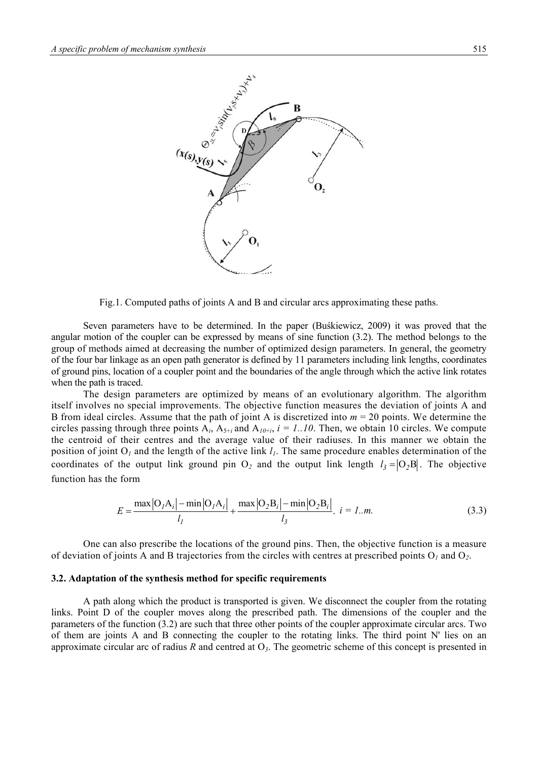Fig.1. Computed paths of joints A and B and circular arcs approximating these paths.

Seven parameters have to be determined. In the paper (Buśkiewicz, 2009) it was proved that the angular motion of the coupler can be expressed by means of sine function (3.2). The method belongs to the group of methods aimed at decreasing the number of optimized design parameters. In general, the geometry of the four bar linkage as an open path generator is defined by 11 parameters including link lengths, coordinates of ground pins, location of a coupler point and the boundaries of the angle through which the active link rotates when the path is traced.

The design parameters are optimized by means of an evolutionary algorithm. The algorithm itself involves no special improvements. The objective function measures the deviation of joints A and B from ideal circles. Assume that the path of joint A is discretized into $m = 20$ points. We determine the circles passing through three points $A_i$, $A_{5+i}$ and $A_{10+i}$, $i = 1..10$. Then, we obtain 10 circles. We compute the centroid of their centres and the average value of their radiuses. In this manner we obtain the position of joint $O_1$ and the length of the active link $l_1$. The same procedure enables determination of the coordinates of the output link ground pin $O_2$ and the output link length $l_3 = |O_2B|$. The objective function has the form

$$E = \frac{\max|O_1A_i| - \min|O_1A_i|}{l_1} + \frac{\max|O_2B_i| - \min|O_2B_i|}{l_3}. \quad i = 1..m. \tag{3.3}$$

One can also prescribe the locations of the ground pins. Then, the objective function is a measure of deviation of joints A and B trajectories from the circles with centres at prescribed points $O_1$ and $O_2$.

### 3.2. Adaptation of the synthesis method for specific requirements

A path along which the product is transported is given. We disconnect the coupler from the rotating links. Point D of the coupler moves along the prescribed path. The dimensions of the coupler and the parameters of the function (3.2) are such that three other points of the coupler approximate circular arcs. Two of them are joints A and B connecting the coupler to the rotating links. The third point N' lies on an approximate circular arc of radius $R$ and centred at $O_3$. The geometric scheme of this concept is presented in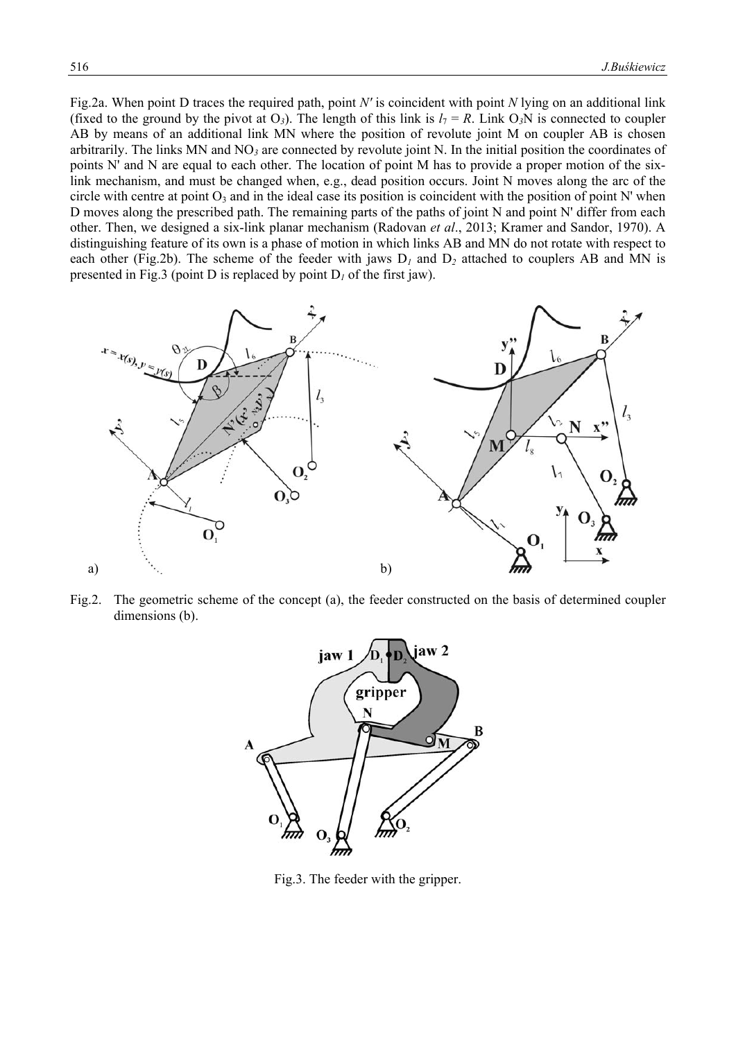Fig.2a. When point D traces the required path, point $N'$ is coincident with point $N$ lying on an additional link (fixed to the ground by the pivot at $O_3$). The length of this link is $l_7 = R$. Link $O_3N$ is connected to coupler AB by means of an additional link MN where the position of revolute joint M on coupler AB is chosen arbitrarily. The links MN and $NO_3$ are connected by revolute joint N. In the initial position the coordinates of points N' and N are equal to each other. The location of point M has to provide a proper motion of the six-link mechanism, and must be changed when, e.g., dead position occurs. Joint N moves along the arc of the circle with centre at point $O_3$ and in the ideal case its position is coincident with the position of point N' when D moves along the prescribed path. The remaining parts of the paths of joint N and point N' differ from each other. Then, we designed a six-link planar mechanism (Radovan *et al*., 2013; Kramer and Sandor, 1970). A distinguishing feature of its own is a phase of motion in which links AB and MN do not rotate with respect to each other (Fig.2b). The scheme of the feeder with jaws $D_1$ and $D_2$ attached to couplers AB and MN is presented in Fig.3 (point D is replaced by point $D_1$ of the first jaw).

Fig.2. The geometric scheme of the concept (a), the feeder constructed on the basis of determined coupler dimensions (b).

Fig.3. The feeder with the gripper.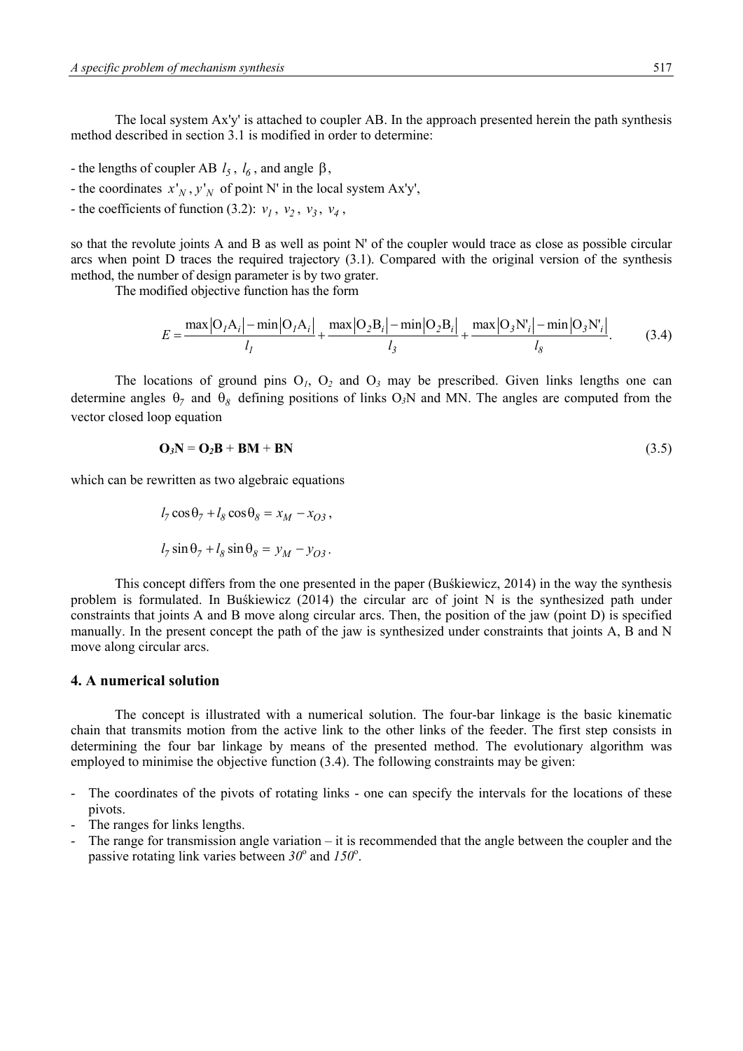The local system Ax'y' is attached to coupler AB. In the approach presented herein the path synthesis method described in section 3.1 is modified in order to determine:

- the lengths of coupler AB $l_5$, $l_6$, and angle $\beta$,
- the coordinates $x'_N$, $y'_N$ of point N' in the local system Ax'y',
- the coefficients of function (3.2): $v_1$, $v_2$, $v_3$, $v_4$,

so that the revolute joints A and B as well as point N' of the coupler would trace as close as possible circular arcs when point D traces the required trajectory (3.1). Compared with the original version of the synthesis method, the number of design parameter is by two grater.

The modified objective function has the form

$$E = \frac{\max\left|\mathrm{O}_1\mathrm{A}_i\right| - \min\left|\mathrm{O}_1\mathrm{A}_i\right|}{l_1} + \frac{\max\left|\mathrm{O}_2\mathrm{B}_i\right| - \min\left|\mathrm{O}_2\mathrm{B}_i\right|}{l_3} + \frac{\max\left|\mathrm{O}_3\mathrm{N'}_i\right| - \min\left|\mathrm{O}_3\mathrm{N'}_i\right|}{l_8}. \tag{3.4}$$

The locations of ground pins $\mathrm{O}_1$, $\mathrm{O}_2$ and $\mathrm{O}_3$ may be prescribed. Given links lengths one can determine angles $\theta_7$ and $\theta_8$ defining positions of links $\mathrm{O}_3$N and MN. The angles are computed from the vector closed loop equation

$$\mathbf{O_3N} = \mathbf{O_2B} + \mathbf{BM} + \mathbf{BN} \tag{3.5}$$

which can be rewritten as two algebraic equations

$$l_7 \cos\theta_7 + l_8 \cos\theta_8 = x_M - x_{O3},$$

$$l_7 \sin\theta_7 + l_8 \sin\theta_8 = y_M - y_{O3}.$$

This concept differs from the one presented in the paper (Buśkiewicz, 2014) in the way the synthesis problem is formulated. In Buśkiewicz (2014) the circular arc of joint N is the synthesized path under constraints that joints A and B move along circular arcs. Then, the position of the jaw (point D) is specified manually. In the present concept the path of the jaw is synthesized under constraints that joints A, B and N move along circular arcs.

## 4. A numerical solution

The concept is illustrated with a numerical solution. The four-bar linkage is the basic kinematic chain that transmits motion from the active link to the other links of the feeder. The first step consists in determining the four bar linkage by means of the presented method. The evolutionary algorithm was employed to minimise the objective function (3.4). The following constraints may be given:

- The coordinates of the pivots of rotating links - one can specify the intervals for the locations of these pivots.
- The ranges for links lengths.
- The range for transmission angle variation – it is recommended that the angle between the coupler and the passive rotating link varies between $30^{\mathrm{o}}$ and $150^{\mathrm{o}}$.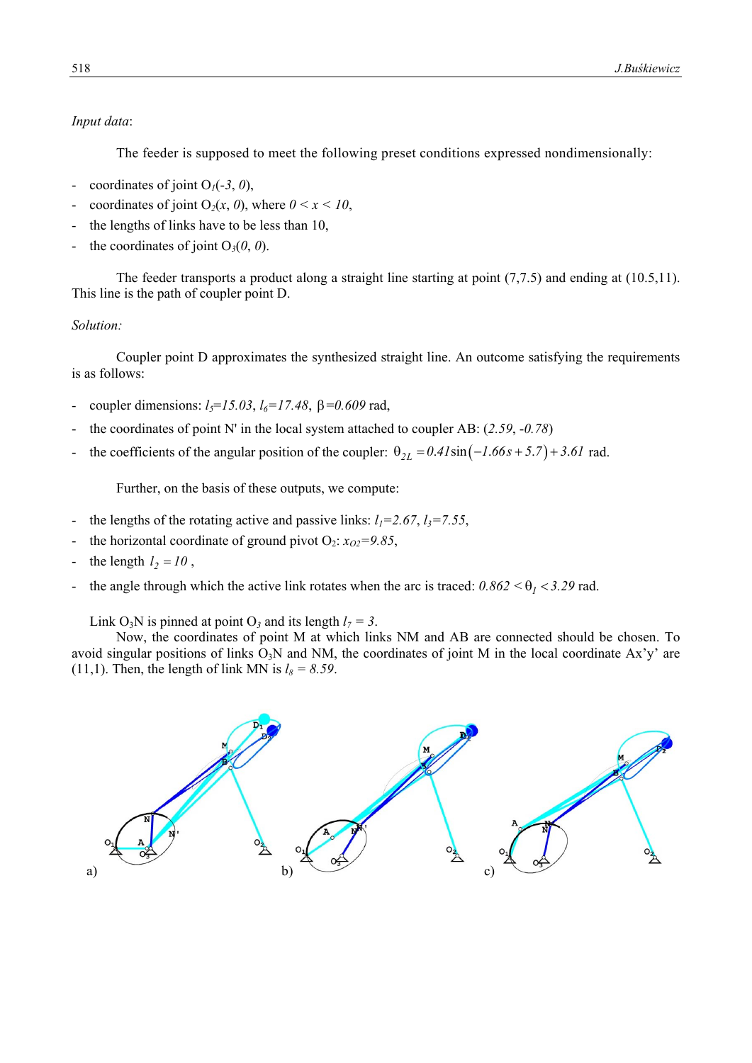*Input data*:

The feeder is supposed to meet the following preset conditions expressed nondimensionally:

- coordinates of joint $O_1(-3, 0)$,
- coordinates of joint $O_2(x, 0)$, where $0 < x < 10$,
- the lengths of links have to be less than 10,
- the coordinates of joint $O_3(0, 0)$.

The feeder transports a product along a straight line starting at point (7,7.5) and ending at (10.5,11). This line is the path of coupler point D.

*Solution:*

Coupler point D approximates the synthesized straight line. An outcome satisfying the requirements is as follows:

- coupler dimensions: $l_5=15.03$, $l_6=17.48$, $\beta=0.609$ rad,
- the coordinates of point N' in the local system attached to coupler AB: ($2.59$, $-0.78$)
- the coefficients of the angular position of the coupler: $\theta_{2L} = 0.41\sin(-1.66s + 5.7) + 3.61$ rad.

Further, on the basis of these outputs, we compute:

- the lengths of the rotating active and passive links: $l_1=2.67$, $l_3=7.55$,
- the horizontal coordinate of ground pivot $O_2$: $x_{O2}=9.85$,
- the length $l_2 = 10$,
- the angle through which the active link rotates when the arc is traced: $0.862 < \theta_1 < 3.29$ rad.

Link $O_3N$ is pinned at point $O_3$ and its length $l_7 = 3$.

Now, the coordinates of point M at which links NM and AB are connected should be chosen. To avoid singular positions of links $O_3N$ and NM, the coordinates of joint M in the local coordinate Ax'y' are (11,1). Then, the length of link MN is $l_8 = 8.59$.

a) b) c)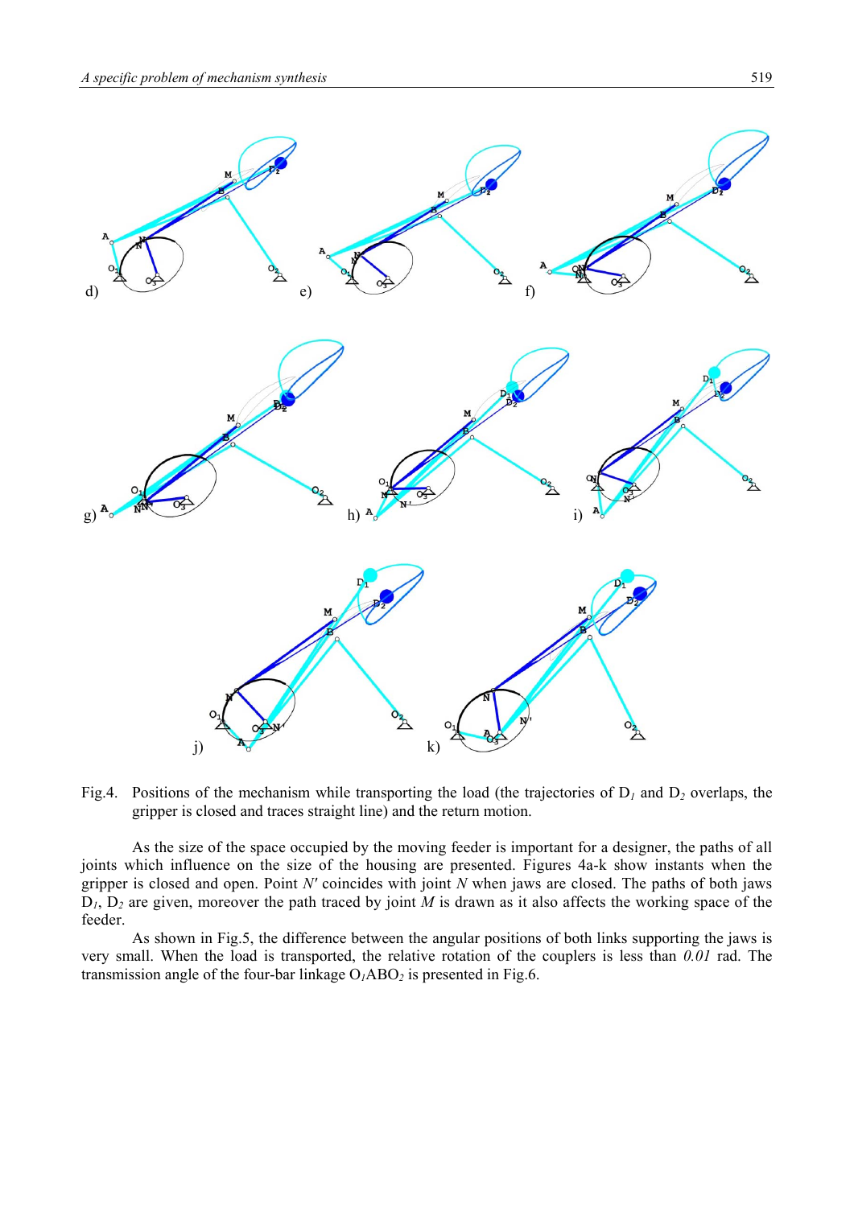Fig.4. Positions of the mechanism while transporting the load (the trajectories of $D_1$ and $D_2$ overlaps, the gripper is closed and traces straight line) and the return motion.

As the size of the space occupied by the moving feeder is important for a designer, the paths of all joints which influence on the size of the housing are presented. Figures 4a-k show instants when the gripper is closed and open. Point *N'* coincides with joint *N* when jaws are closed. The paths of both jaws $D_1$, $D_2$ are given, moreover the path traced by joint *M* is drawn as it also affects the working space of the feeder.

As shown in Fig.5, the difference between the angular positions of both links supporting the jaws is very small. When the load is transported, the relative rotation of the couplers is less than *0.01* rad. The transmission angle of the four-bar linkage $O_1ABO_2$ is presented in Fig.6.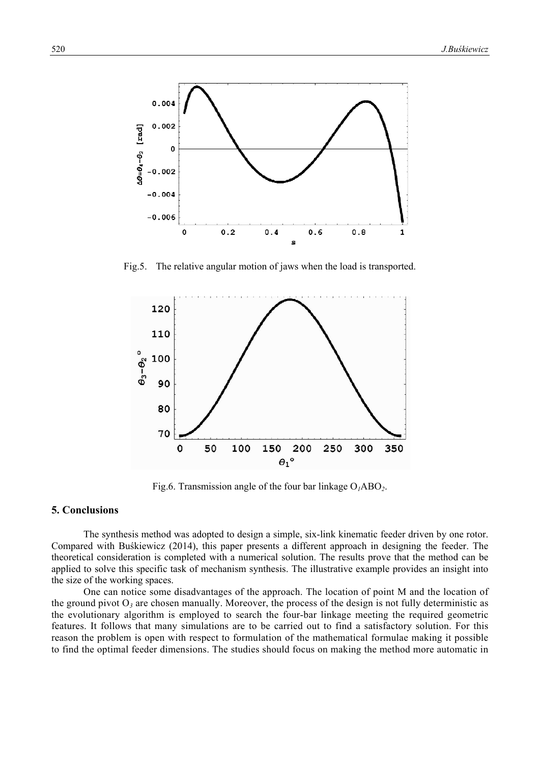Fig.5. The relative angular motion of jaws when the load is transported.

Fig.6. Transmission angle of the four bar linkage $O_1ABO_2$.

## 5. Conclusions

The synthesis method was adopted to design a simple, six-link kinematic feeder driven by one rotor. Compared with Buśkiewicz (2014), this paper presents a different approach in designing the feeder. The theoretical consideration is completed with a numerical solution. The results prove that the method can be applied to solve this specific task of mechanism synthesis. The illustrative example provides an insight into the size of the working spaces.

One can notice some disadvantages of the approach. The location of point M and the location of the ground pivot $O_3$ are chosen manually. Moreover, the process of the design is not fully deterministic as the evolutionary algorithm is employed to search the four-bar linkage meeting the required geometric features. It follows that many simulations are to be carried out to find a satisfactory solution. For this reason the problem is open with respect to formulation of the mathematical formulae making it possible to find the optimal feeder dimensions. The studies should focus on making the method more automatic in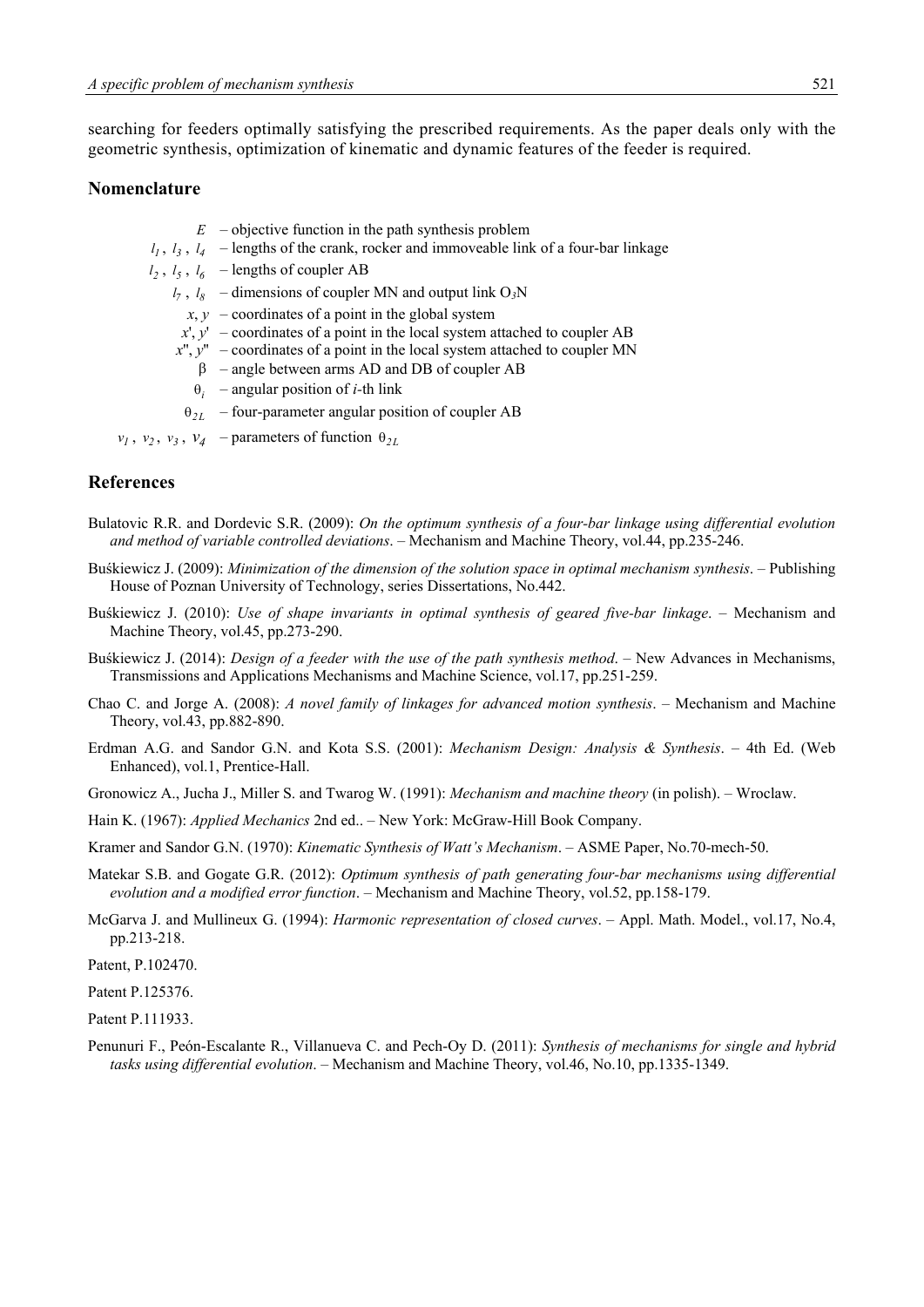searching for feeders optimally satisfying the prescribed requirements. As the paper deals only with the geometric synthesis, optimization of kinematic and dynamic features of the feeder is required.

## Nomenclature

$E$ – objective function in the path synthesis problem

$l_1$, $l_3$, $l_4$ – lengths of the crank, rocker and immoveable link of a four-bar linkage

$l_2$, $l_5$, $l_6$ – lengths of coupler AB

$l_7$, $l_8$ – dimensions of coupler MN and output link $O_3$N

$x$, $y$ – coordinates of a point in the global system

$x'$, $y'$ – coordinates of a point in the local system attached to coupler AB

$x''$, $y''$ – coordinates of a point in the local system attached to coupler MN

$\beta$ – angle between arms AD and DB of coupler AB

$\theta_i$ – angular position of $i$-th link

$\theta_{2L}$ – four-parameter angular position of coupler AB

$v_1$, $v_2$, $v_3$, $v_4$ – parameters of function $\theta_{2L}$

## References

Bulatovic R.R. and Dordevic S.R. (2009): *On the optimum synthesis of a four-bar linkage using differential evolution and method of variable controlled deviations*. – Mechanism and Machine Theory, vol.44, pp.235-246.

Buśkiewicz J. (2009): *Minimization of the dimension of the solution space in optimal mechanism synthesis*. – Publishing House of Poznan University of Technology, series Dissertations, No.442.

Buśkiewicz J. (2010): *Use of shape invariants in optimal synthesis of geared five-bar linkage*. – Mechanism and Machine Theory, vol.45, pp.273-290.

Buśkiewicz J. (2014): *Design of a feeder with the use of the path synthesis method*. – New Advances in Mechanisms, Transmissions and Applications Mechanisms and Machine Science, vol.17, pp.251-259.

Chao C. and Jorge A. (2008): *A novel family of linkages for advanced motion synthesis*. – Mechanism and Machine Theory, vol.43, pp.882-890.

Erdman A.G. and Sandor G.N. and Kota S.S. (2001): *Mechanism Design: Analysis & Synthesis*. – 4th Ed. (Web Enhanced), vol.1, Prentice-Hall.

Gronowicz A., Jucha J., Miller S. and Twarog W. (1991): *Mechanism and machine theory* (in polish). – Wroclaw.

Hain K. (1967): *Applied Mechanics* 2nd ed.. – New York: McGraw-Hill Book Company.

Kramer and Sandor G.N. (1970): *Kinematic Synthesis of Watt's Mechanism*. – ASME Paper, No.70-mech-50.

Matekar S.B. and Gogate G.R. (2012): *Optimum synthesis of path generating four-bar mechanisms using differential evolution and a modified error function*. – Mechanism and Machine Theory, vol.52, pp.158-179.

McGarva J. and Mullineux G. (1994): *Harmonic representation of closed curves*. – Appl. Math. Model., vol.17, No.4, pp.213-218.

Patent, P.102470.

Patent P.125376.

Patent P.111933.

Penunuri F., Peón-Escalante R., Villanueva C. and Pech-Oy D. (2011): *Synthesis of mechanisms for single and hybrid tasks using differential evolution*. – Mechanism and Machine Theory, vol.46, No.10, pp.1335-1349.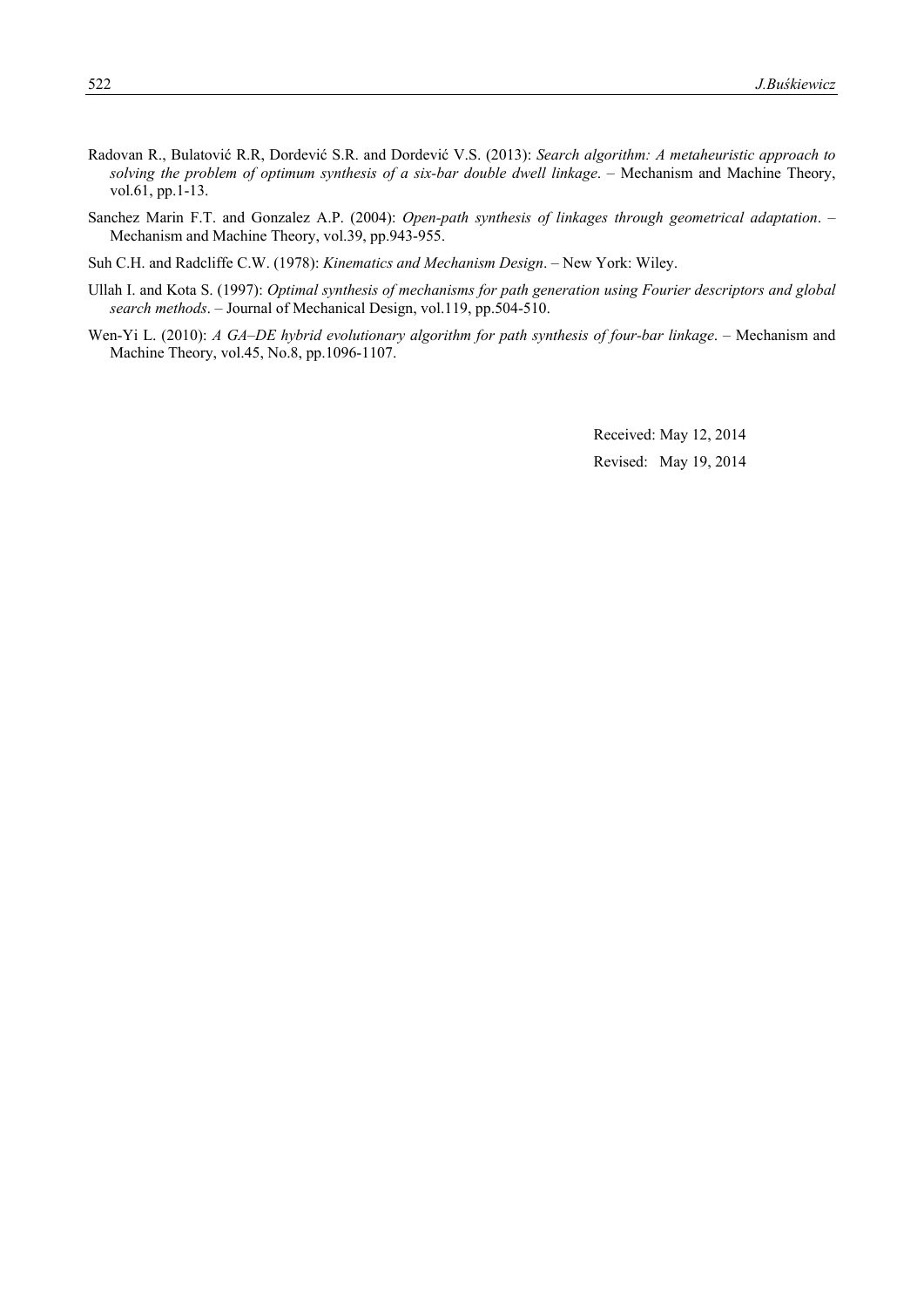Radovan R., Bulatović R.R, Dordević S.R. and Dordević V.S. (2013): *Search algorithm: A metaheuristic approach to solving the problem of optimum synthesis of a six-bar double dwell linkage*. – Mechanism and Machine Theory, vol.61, pp.1-13.

Sanchez Marin F.T. and Gonzalez A.P. (2004): *Open-path synthesis of linkages through geometrical adaptation*. – Mechanism and Machine Theory, vol.39, pp.943-955.

Suh C.H. and Radcliffe C.W. (1978): *Kinematics and Mechanism Design*. – New York: Wiley.

Ullah I. and Kota S. (1997): *Optimal synthesis of mechanisms for path generation using Fourier descriptors and global search methods*. – Journal of Mechanical Design, vol.119, pp.504-510.

Wen-Yi L. (2010): *A GA–DE hybrid evolutionary algorithm for path synthesis of four-bar linkage*. – Mechanism and Machine Theory, vol.45, No.8, pp.1096-1107.

Received: May 12, 2014

Revised: May 19, 2014